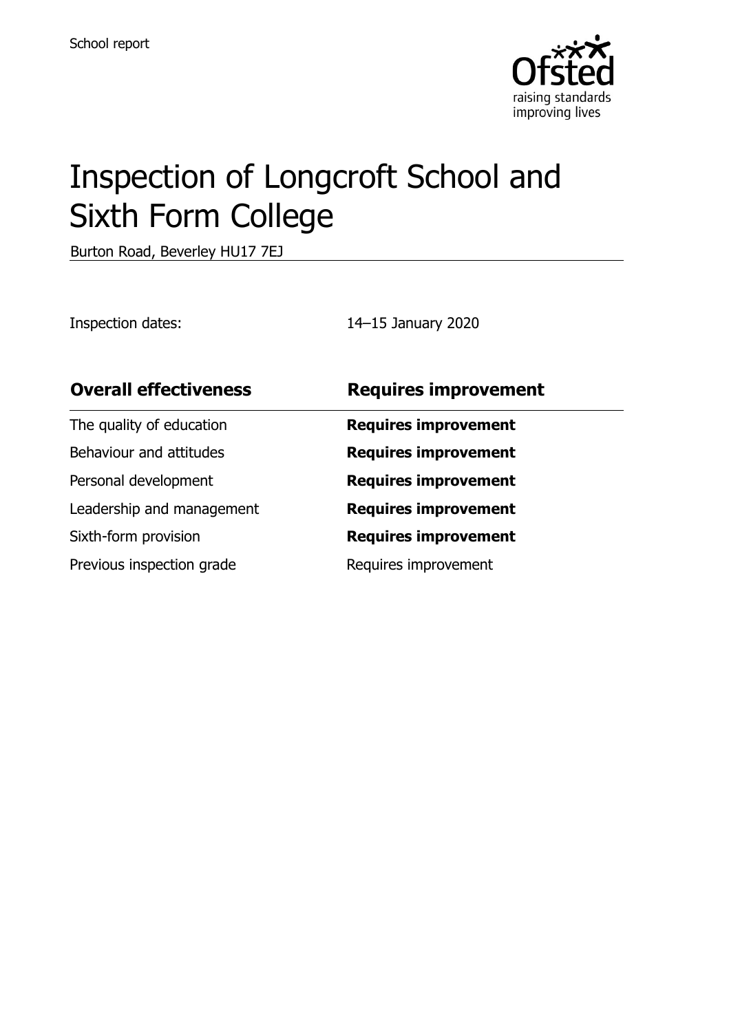School report

# Inspection of Longcroft School and Sixth Form College

Burton Road, Beverley HU17 7EJ

Inspection dates: 14–15 January 2020

| **Overall effectiveness** | **Requires improvement** |
| --- | --- |
| The quality of education | **Requires improvement** |
| Behaviour and attitudes | **Requires improvement** |
| Personal development | **Requires improvement** |
| Leadership and management | **Requires improvement** |
| Sixth-form provision | **Requires improvement** |
| Previous inspection grade | Requires improvement |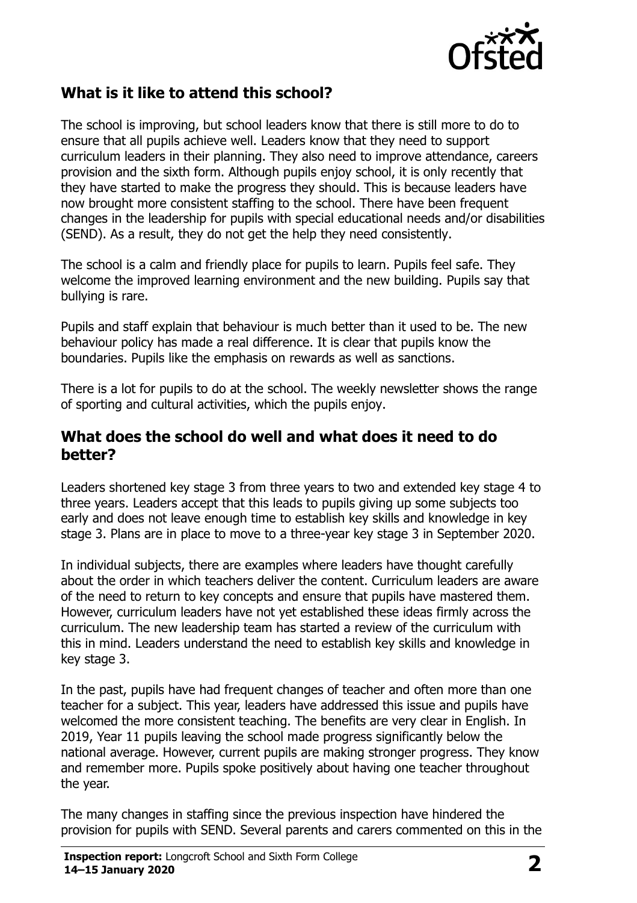## What is it like to attend this school?

The school is improving, but school leaders know that there is still more to do to ensure that all pupils achieve well. Leaders know that they need to support curriculum leaders in their planning. They also need to improve attendance, careers provision and the sixth form. Although pupils enjoy school, it is only recently that they have started to make the progress they should. This is because leaders have now brought more consistent staffing to the school. There have been frequent changes in the leadership for pupils with special educational needs and/or disabilities (SEND). As a result, they do not get the help they need consistently.

The school is a calm and friendly place for pupils to learn. Pupils feel safe. They welcome the improved learning environment and the new building. Pupils say that bullying is rare.

Pupils and staff explain that behaviour is much better than it used to be. The new behaviour policy has made a real difference. It is clear that pupils know the boundaries. Pupils like the emphasis on rewards as well as sanctions.

There is a lot for pupils to do at the school. The weekly newsletter shows the range of sporting and cultural activities, which the pupils enjoy.

## What does the school do well and what does it need to do better?

Leaders shortened key stage 3 from three years to two and extended key stage 4 to three years. Leaders accept that this leads to pupils giving up some subjects too early and does not leave enough time to establish key skills and knowledge in key stage 3. Plans are in place to move to a three-year key stage 3 in September 2020.

In individual subjects, there are examples where leaders have thought carefully about the order in which teachers deliver the content. Curriculum leaders are aware of the need to return to key concepts and ensure that pupils have mastered them. However, curriculum leaders have not yet established these ideas firmly across the curriculum. The new leadership team has started a review of the curriculum with this in mind. Leaders understand the need to establish key skills and knowledge in key stage 3.

In the past, pupils have had frequent changes of teacher and often more than one teacher for a subject. This year, leaders have addressed this issue and pupils have welcomed the more consistent teaching. The benefits are very clear in English. In 2019, Year 11 pupils leaving the school made progress significantly below the national average. However, current pupils are making stronger progress. They know and remember more. Pupils spoke positively about having one teacher throughout the year.

The many changes in staffing since the previous inspection have hindered the provision for pupils with SEND. Several parents and carers commented on this in the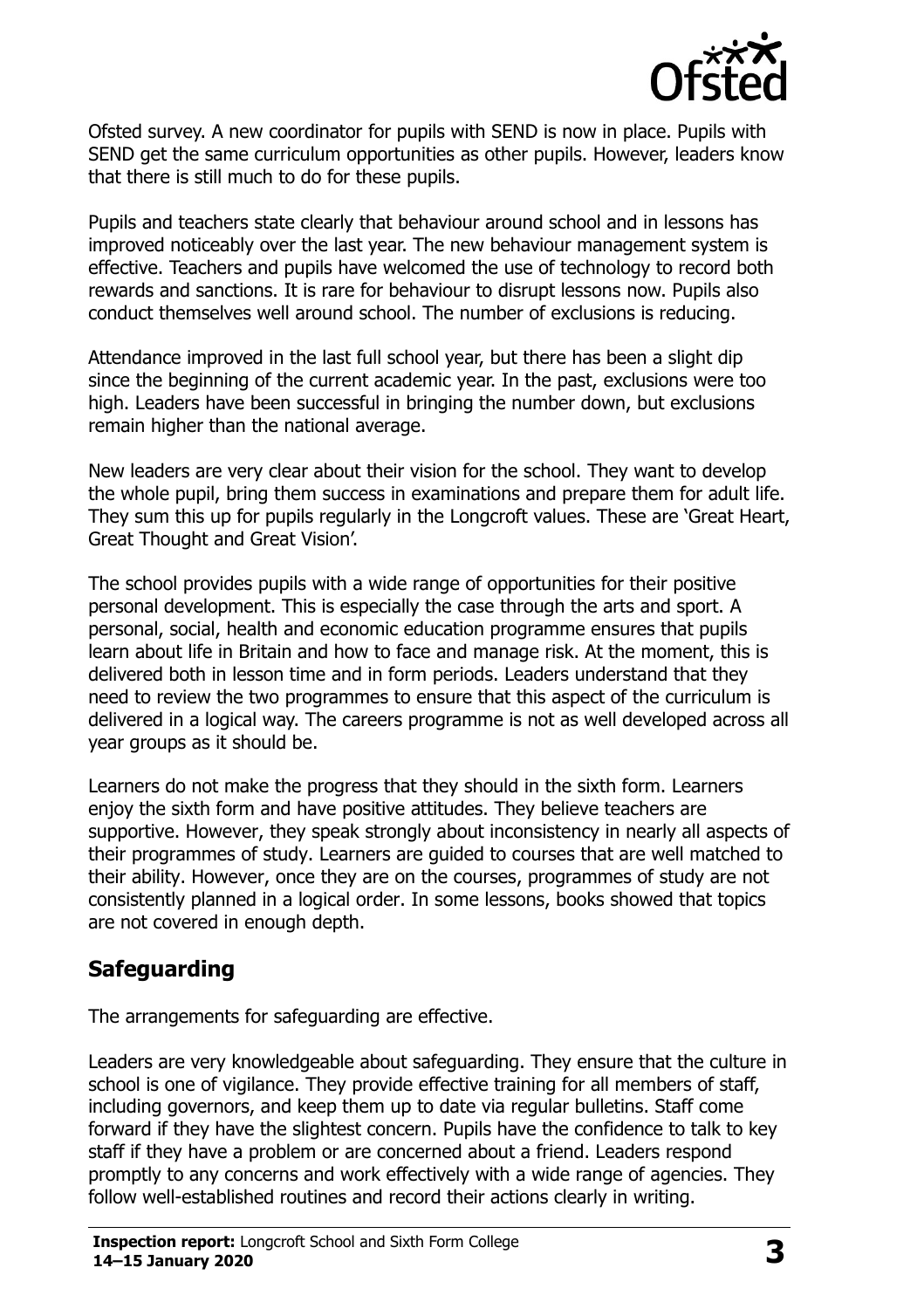Ofsted survey. A new coordinator for pupils with SEND is now in place. Pupils with SEND get the same curriculum opportunities as other pupils. However, leaders know that there is still much to do for these pupils.

Pupils and teachers state clearly that behaviour around school and in lessons has improved noticeably over the last year. The new behaviour management system is effective. Teachers and pupils have welcomed the use of technology to record both rewards and sanctions. It is rare for behaviour to disrupt lessons now. Pupils also conduct themselves well around school. The number of exclusions is reducing.

Attendance improved in the last full school year, but there has been a slight dip since the beginning of the current academic year. In the past, exclusions were too high. Leaders have been successful in bringing the number down, but exclusions remain higher than the national average.

New leaders are very clear about their vision for the school. They want to develop the whole pupil, bring them success in examinations and prepare them for adult life. They sum this up for pupils regularly in the Longcroft values. These are 'Great Heart, Great Thought and Great Vision'.

The school provides pupils with a wide range of opportunities for their positive personal development. This is especially the case through the arts and sport. A personal, social, health and economic education programme ensures that pupils learn about life in Britain and how to face and manage risk. At the moment, this is delivered both in lesson time and in form periods. Leaders understand that they need to review the two programmes to ensure that this aspect of the curriculum is delivered in a logical way. The careers programme is not as well developed across all year groups as it should be.

Learners do not make the progress that they should in the sixth form. Learners enjoy the sixth form and have positive attitudes. They believe teachers are supportive. However, they speak strongly about inconsistency in nearly all aspects of their programmes of study. Learners are guided to courses that are well matched to their ability. However, once they are on the courses, programmes of study are not consistently planned in a logical order. In some lessons, books showed that topics are not covered in enough depth.

## Safeguarding

The arrangements for safeguarding are effective.

Leaders are very knowledgeable about safeguarding. They ensure that the culture in school is one of vigilance. They provide effective training for all members of staff, including governors, and keep them up to date via regular bulletins. Staff come forward if they have the slightest concern. Pupils have the confidence to talk to key staff if they have a problem or are concerned about a friend. Leaders respond promptly to any concerns and work effectively with a wide range of agencies. They follow well-established routines and record their actions clearly in writing.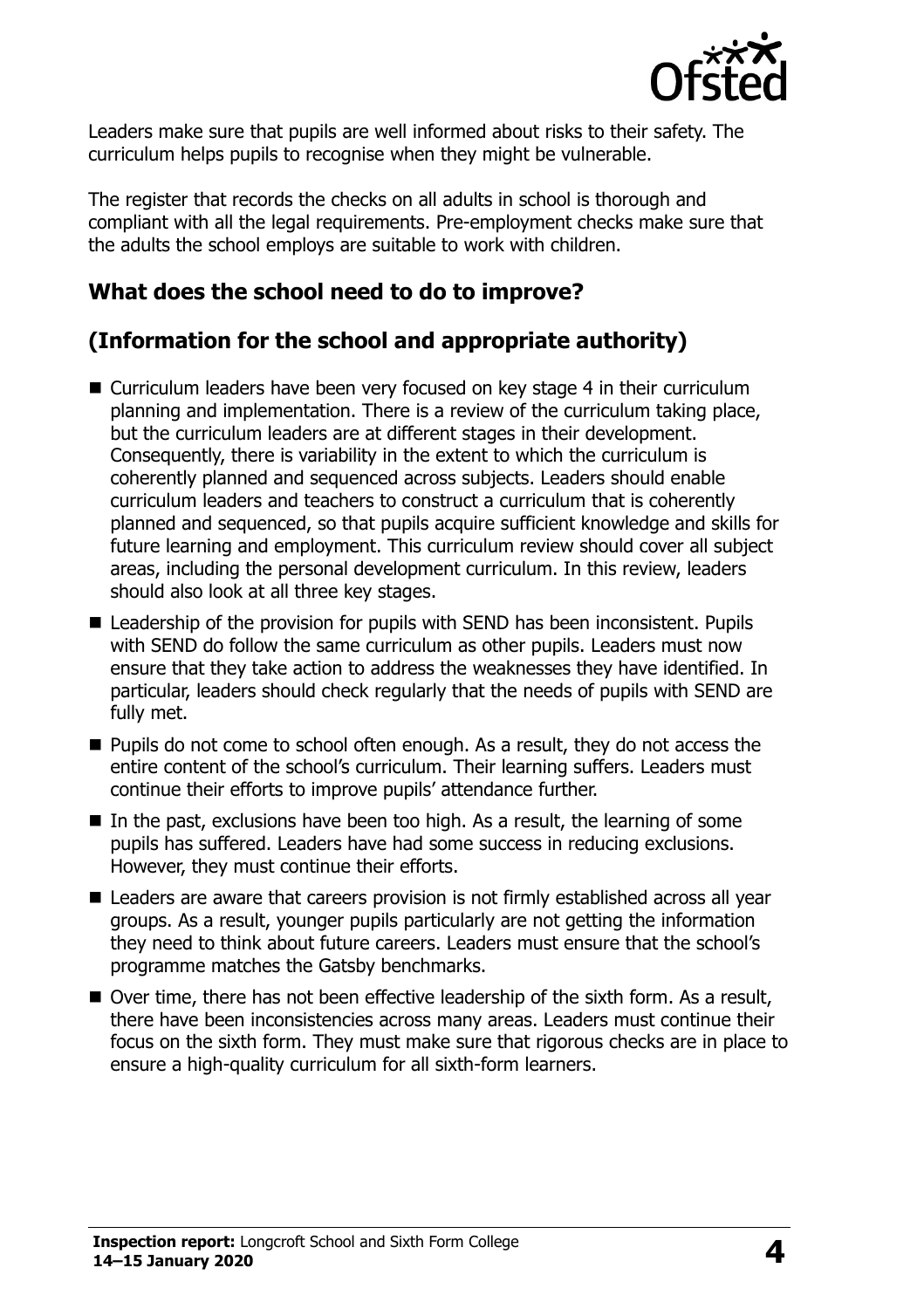Leaders make sure that pupils are well informed about risks to their safety. The curriculum helps pupils to recognise when they might be vulnerable.

The register that records the checks on all adults in school is thorough and compliant with all the legal requirements. Pre-employment checks make sure that the adults the school employs are suitable to work with children.

## What does the school need to do to improve?

## (Information for the school and appropriate authority)

- Curriculum leaders have been very focused on key stage 4 in their curriculum planning and implementation. There is a review of the curriculum taking place, but the curriculum leaders are at different stages in their development. Consequently, there is variability in the extent to which the curriculum is coherently planned and sequenced across subjects. Leaders should enable curriculum leaders and teachers to construct a curriculum that is coherently planned and sequenced, so that pupils acquire sufficient knowledge and skills for future learning and employment. This curriculum review should cover all subject areas, including the personal development curriculum. In this review, leaders should also look at all three key stages.
- Leadership of the provision for pupils with SEND has been inconsistent. Pupils with SEND do follow the same curriculum as other pupils. Leaders must now ensure that they take action to address the weaknesses they have identified. In particular, leaders should check regularly that the needs of pupils with SEND are fully met.
- Pupils do not come to school often enough. As a result, they do not access the entire content of the school's curriculum. Their learning suffers. Leaders must continue their efforts to improve pupils' attendance further.
- In the past, exclusions have been too high. As a result, the learning of some pupils has suffered. Leaders have had some success in reducing exclusions. However, they must continue their efforts.
- Leaders are aware that careers provision is not firmly established across all year groups. As a result, younger pupils particularly are not getting the information they need to think about future careers. Leaders must ensure that the school's programme matches the Gatsby benchmarks.
- Over time, there has not been effective leadership of the sixth form. As a result, there have been inconsistencies across many areas. Leaders must continue their focus on the sixth form. They must make sure that rigorous checks are in place to ensure a high-quality curriculum for all sixth-form learners.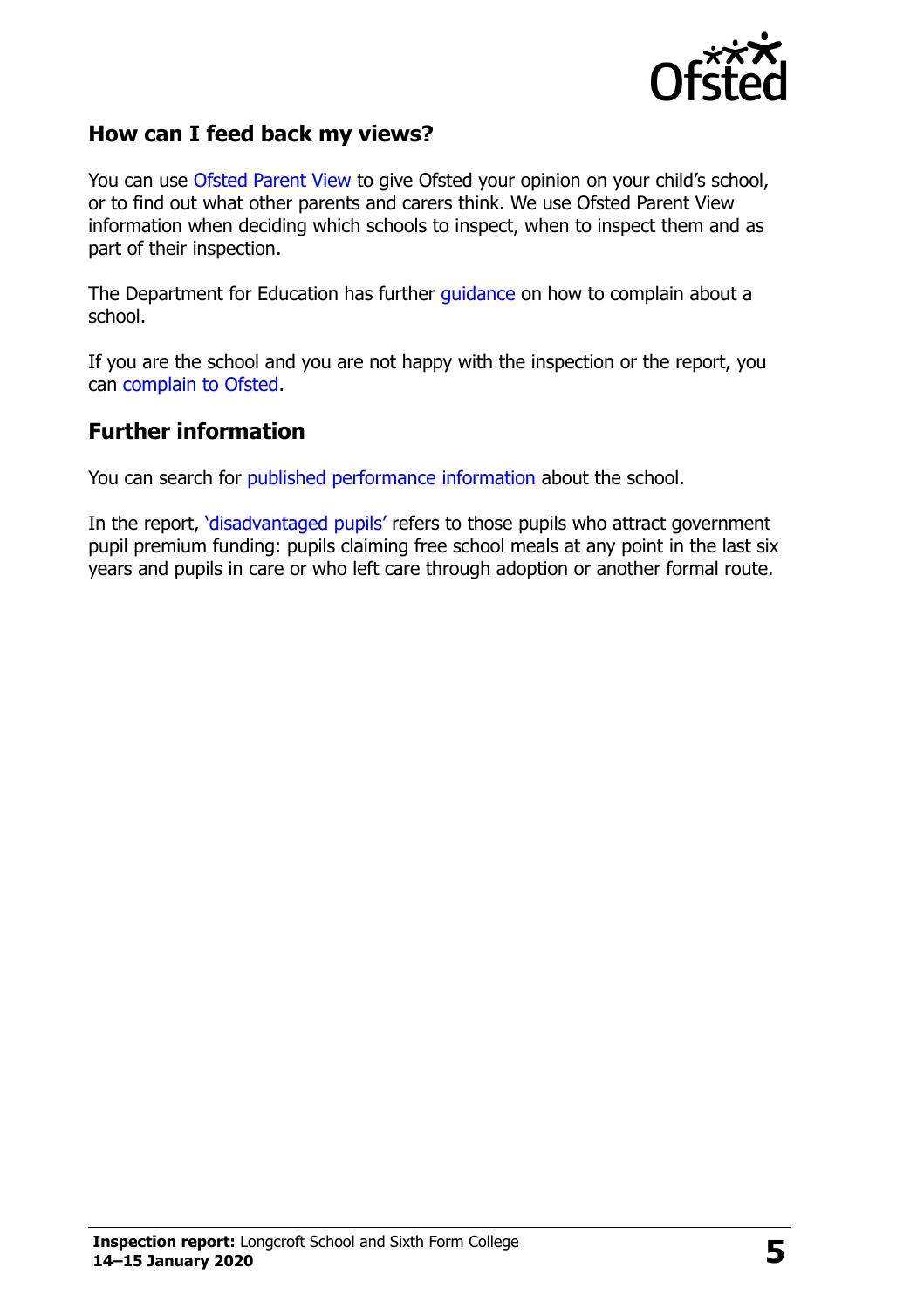## How can I feed back my views?

You can use Ofsted Parent View to give Ofsted your opinion on your child's school, or to find out what other parents and carers think. We use Ofsted Parent View information when deciding which schools to inspect, when to inspect them and as part of their inspection.

The Department for Education has further guidance on how to complain about a school.

If you are the school and you are not happy with the inspection or the report, you can complain to Ofsted.

## Further information

You can search for published performance information about the school.

In the report, 'disadvantaged pupils' refers to those pupils who attract government pupil premium funding: pupils claiming free school meals at any point in the last six years and pupils in care or who left care through adoption or another formal route.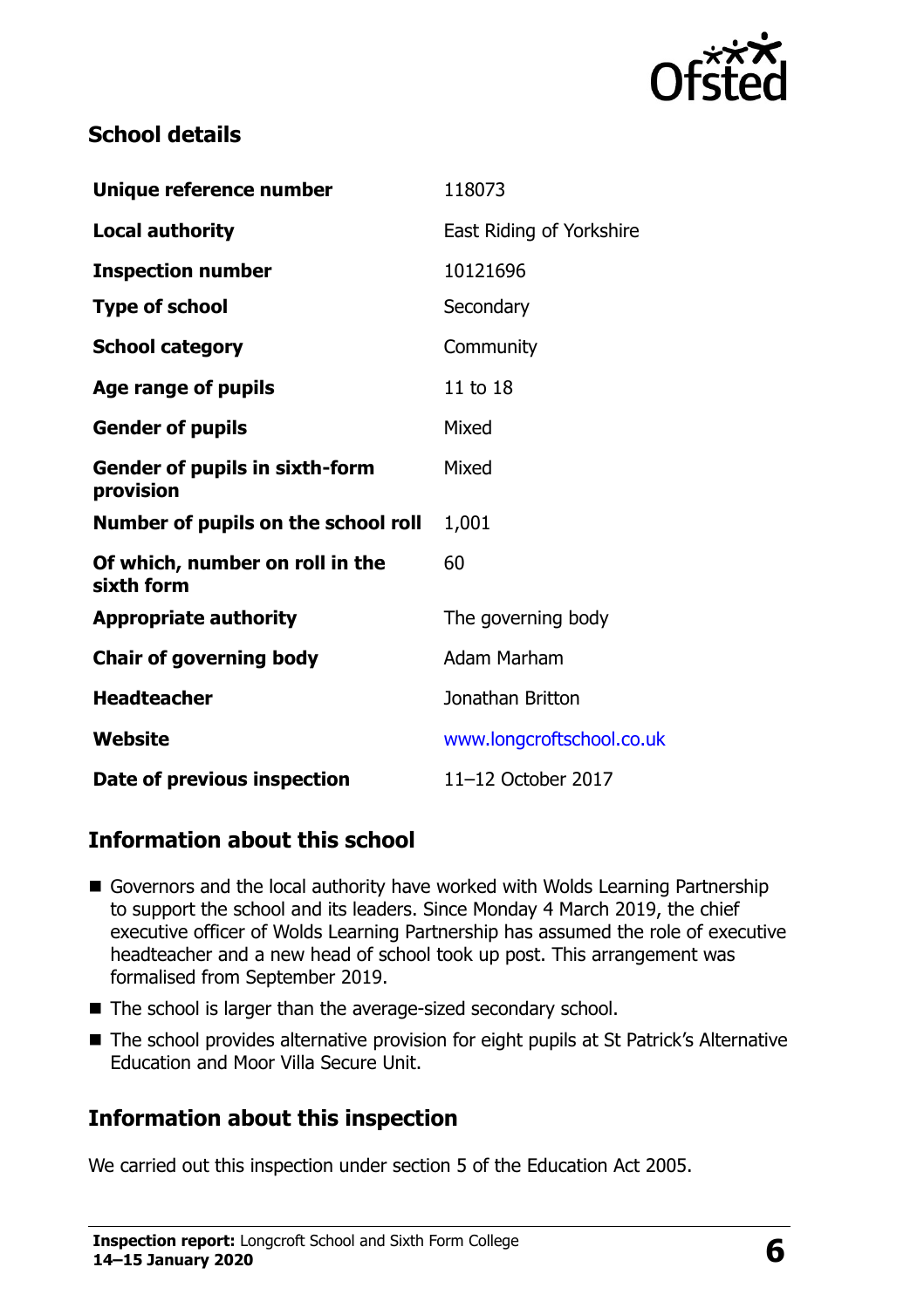## School details

| | |
|---|---|
| **Unique reference number** | 118073 |
| **Local authority** | East Riding of Yorkshire |
| **Inspection number** | 10121696 |
| **Type of school** | Secondary |
| **School category** | Community |
| **Age range of pupils** | 11 to 18 |
| **Gender of pupils** | Mixed |
| **Gender of pupils in sixth-form provision** | Mixed |
| **Number of pupils on the school roll** | 1,001 |
| **Of which, number on roll in the sixth form** | 60 |
| **Appropriate authority** | The governing body |
| **Chair of governing body** | Adam Marham |
| **Headteacher** | Jonathan Britton |
| **Website** | www.longcroftschool.co.uk |
| **Date of previous inspection** | 11–12 October 2017 |

## Information about this school

- Governors and the local authority have worked with Wolds Learning Partnership to support the school and its leaders. Since Monday 4 March 2019, the chief executive officer of Wolds Learning Partnership has assumed the role of executive headteacher and a new head of school took up post. This arrangement was formalised from September 2019.
- The school is larger than the average-sized secondary school.
- The school provides alternative provision for eight pupils at St Patrick's Alternative Education and Moor Villa Secure Unit.

## Information about this inspection

We carried out this inspection under section 5 of the Education Act 2005.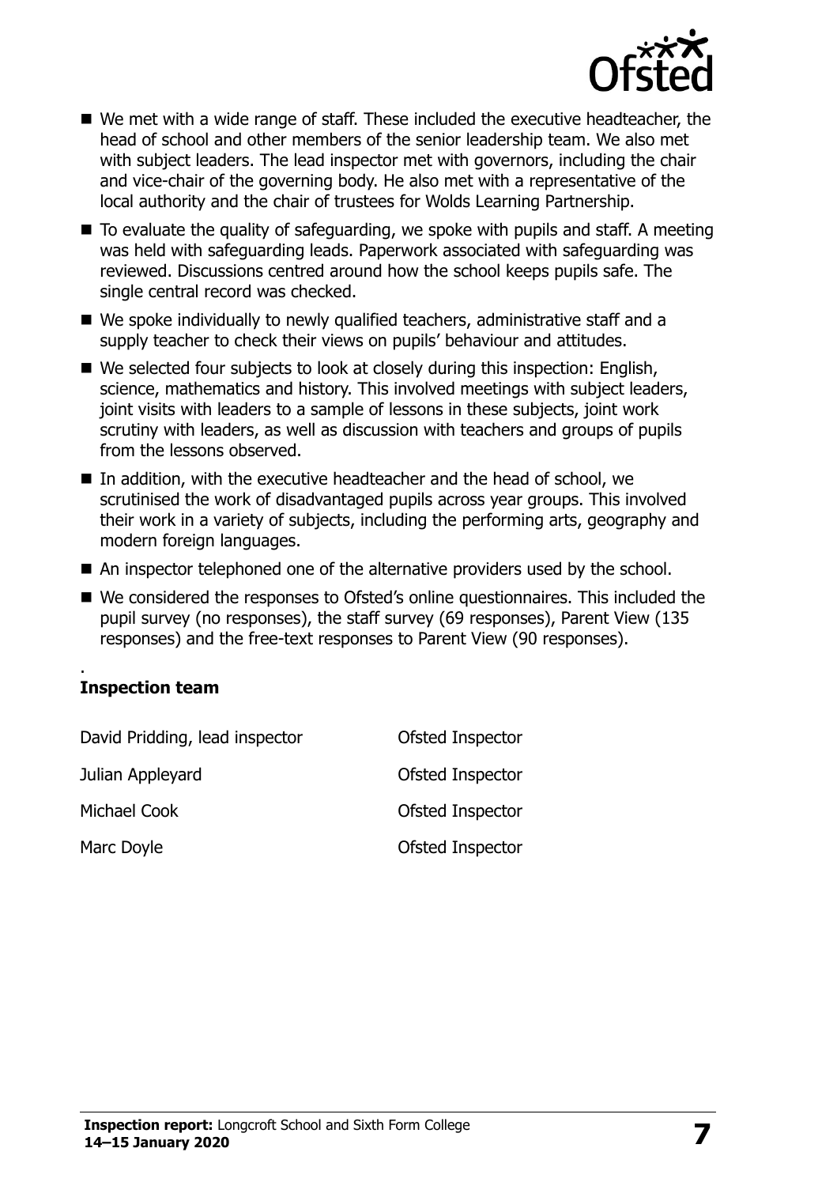- We met with a wide range of staff. These included the executive headteacher, the head of school and other members of the senior leadership team. We also met with subject leaders. The lead inspector met with governors, including the chair and vice-chair of the governing body. He also met with a representative of the local authority and the chair of trustees for Wolds Learning Partnership.
- To evaluate the quality of safeguarding, we spoke with pupils and staff. A meeting was held with safeguarding leads. Paperwork associated with safeguarding was reviewed. Discussions centred around how the school keeps pupils safe. The single central record was checked.
- We spoke individually to newly qualified teachers, administrative staff and a supply teacher to check their views on pupils' behaviour and attitudes.
- We selected four subjects to look at closely during this inspection: English, science, mathematics and history. This involved meetings with subject leaders, joint visits with leaders to a sample of lessons in these subjects, joint work scrutiny with leaders, as well as discussion with teachers and groups of pupils from the lessons observed.
- In addition, with the executive headteacher and the head of school, we scrutinised the work of disadvantaged pupils across year groups. This involved their work in a variety of subjects, including the performing arts, geography and modern foreign languages.
- An inspector telephoned one of the alternative providers used by the school.
- We considered the responses to Ofsted's online questionnaires. This included the pupil survey (no responses), the staff survey (69 responses), Parent View (135 responses) and the free-text responses to Parent View (90 responses).

## Inspection team

| | |
|---|---|
| David Pridding, lead inspector | Ofsted Inspector |
| Julian Appleyard | Ofsted Inspector |
| Michael Cook | Ofsted Inspector |
| Marc Doyle | Ofsted Inspector |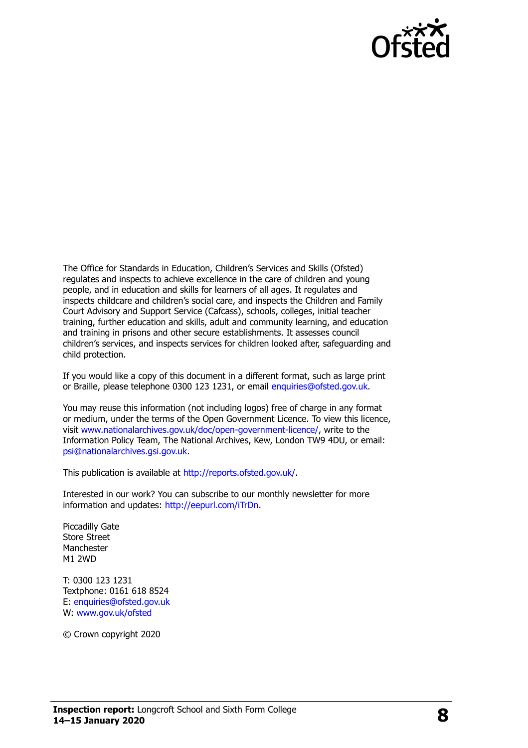The Office for Standards in Education, Children's Services and Skills (Ofsted) regulates and inspects to achieve excellence in the care of children and young people, and in education and skills for learners of all ages. It regulates and inspects childcare and children's social care, and inspects the Children and Family Court Advisory and Support Service (Cafcass), schools, colleges, initial teacher training, further education and skills, adult and community learning, and education and training in prisons and other secure establishments. It assesses council children's services, and inspects services for children looked after, safeguarding and child protection.

If you would like a copy of this document in a different format, such as large print or Braille, please telephone 0300 123 1231, or email enquiries@ofsted.gov.uk.

You may reuse this information (not including logos) free of charge in any format or medium, under the terms of the Open Government Licence. To view this licence, visit www.nationalarchives.gov.uk/doc/open-government-licence/, write to the Information Policy Team, The National Archives, Kew, London TW9 4DU, or email: psi@nationalarchives.gsi.gov.uk.

This publication is available at http://reports.ofsted.gov.uk/.

Interested in our work? You can subscribe to our monthly newsletter for more information and updates: http://eepurl.com/iTrDn.

Piccadilly Gate
Store Street
Manchester
M1 2WD

T: 0300 123 1231
Textphone: 0161 618 8524
E: enquiries@ofsted.gov.uk
W: www.gov.uk/ofsted

© Crown copyright 2020